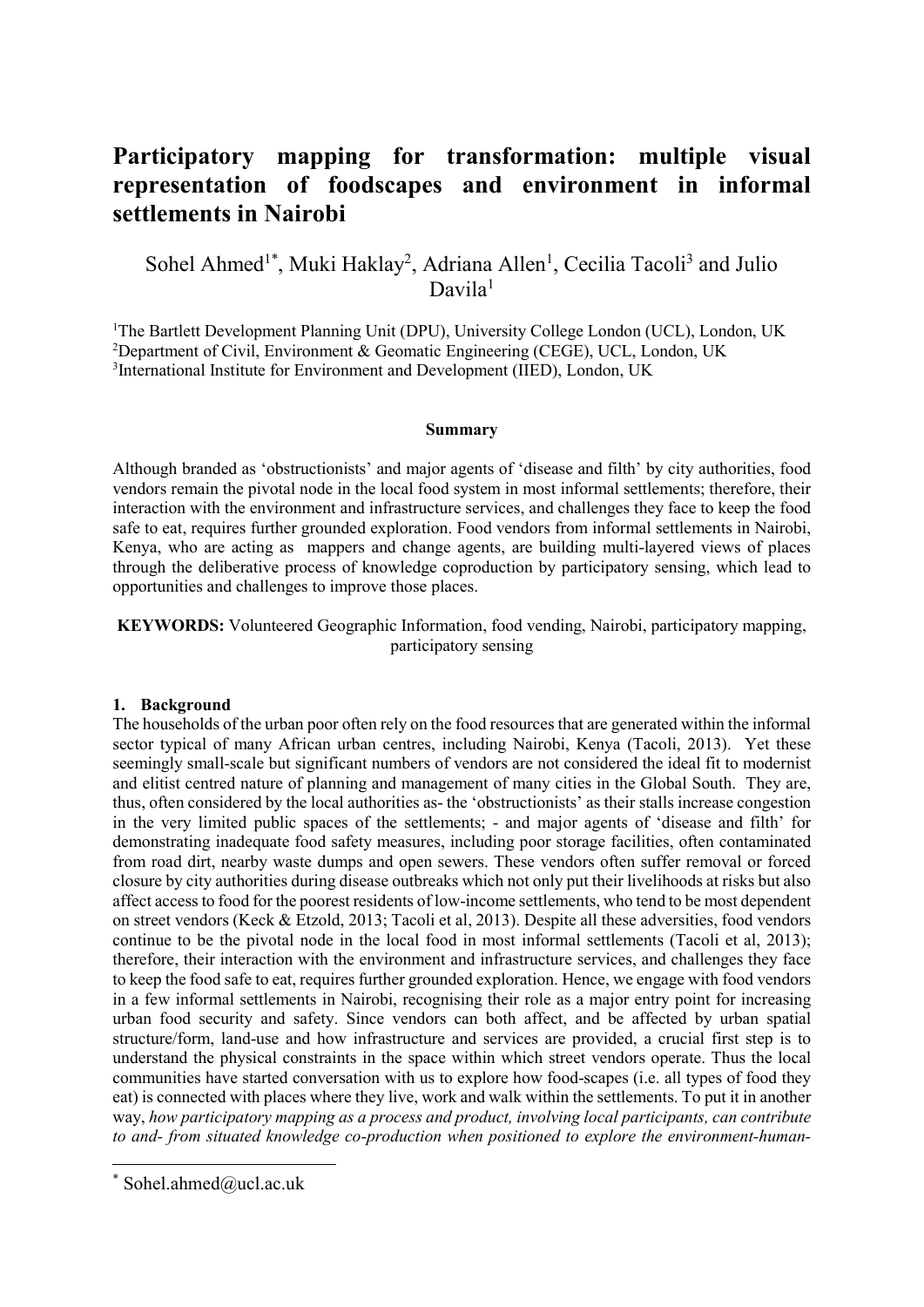# Participatory mapping for transformation: multiple visual representation of foodscapes and environment in informal settlements in Nairobi

Sohel Ahmed[1*], Muki Haklay[2], Adriana Allen[1], Cecilia Tacoli[3] and Julio Davila[1]

[1]The Bartlett Development Planning Unit (DPU), University College London (UCL), London, UK
[2]Department of Civil, Environment & Geomatic Engineering (CEGE), UCL, London, UK
[3]International Institute for Environment and Development (IIED), London, UK

**Summary**

Although branded as 'obstructionists' and major agents of 'disease and filth' by city authorities, food vendors remain the pivotal node in the local food system in most informal settlements; therefore, their interaction with the environment and infrastructure services, and challenges they face to keep the food safe to eat, requires further grounded exploration. Food vendors from informal settlements in Nairobi, Kenya, who are acting as mappers and change agents, are building multi-layered views of places through the deliberative process of knowledge coproduction by participatory sensing, which lead to opportunities and challenges to improve those places.

**KEYWORDS:** Volunteered Geographic Information, food vending, Nairobi, participatory mapping, participatory sensing

## 1. Background

The households of the urban poor often rely on the food resources that are generated within the informal sector typical of many African urban centres, including Nairobi, Kenya (Tacoli, 2013). Yet these seemingly small-scale but significant numbers of vendors are not considered the ideal fit to modernist and elitist centred nature of planning and management of many cities in the Global South. They are, thus, often considered by the local authorities as- the 'obstructionists' as their stalls increase congestion in the very limited public spaces of the settlements; - and major agents of 'disease and filth' for demonstrating inadequate food safety measures, including poor storage facilities, often contaminated from road dirt, nearby waste dumps and open sewers. These vendors often suffer removal or forced closure by city authorities during disease outbreaks which not only put their livelihoods at risks but also affect access to food for the poorest residents of low-income settlements, who tend to be most dependent on street vendors (Keck & Etzold, 2013; Tacoli et al, 2013). Despite all these adversities, food vendors continue to be the pivotal node in the local food in most informal settlements (Tacoli et al, 2013); therefore, their interaction with the environment and infrastructure services, and challenges they face to keep the food safe to eat, requires further grounded exploration. Hence, we engage with food vendors in a few informal settlements in Nairobi, recognising their role as a major entry point for increasing urban food security and safety. Since vendors can both affect, and be affected by urban spatial structure/form, land-use and how infrastructure and services are provided, a crucial first step is to understand the physical constraints in the space within which street vendors operate. Thus the local communities have started conversation with us to explore how food-scapes (i.e. all types of food they eat) is connected with places where they live, work and walk within the settlements. To put it in another way, *how participatory mapping as a process and product, involving local participants, can contribute to and- from situated knowledge co-production when positioned to explore the environment-human-*

[*] Sohel.ahmed@ucl.ac.uk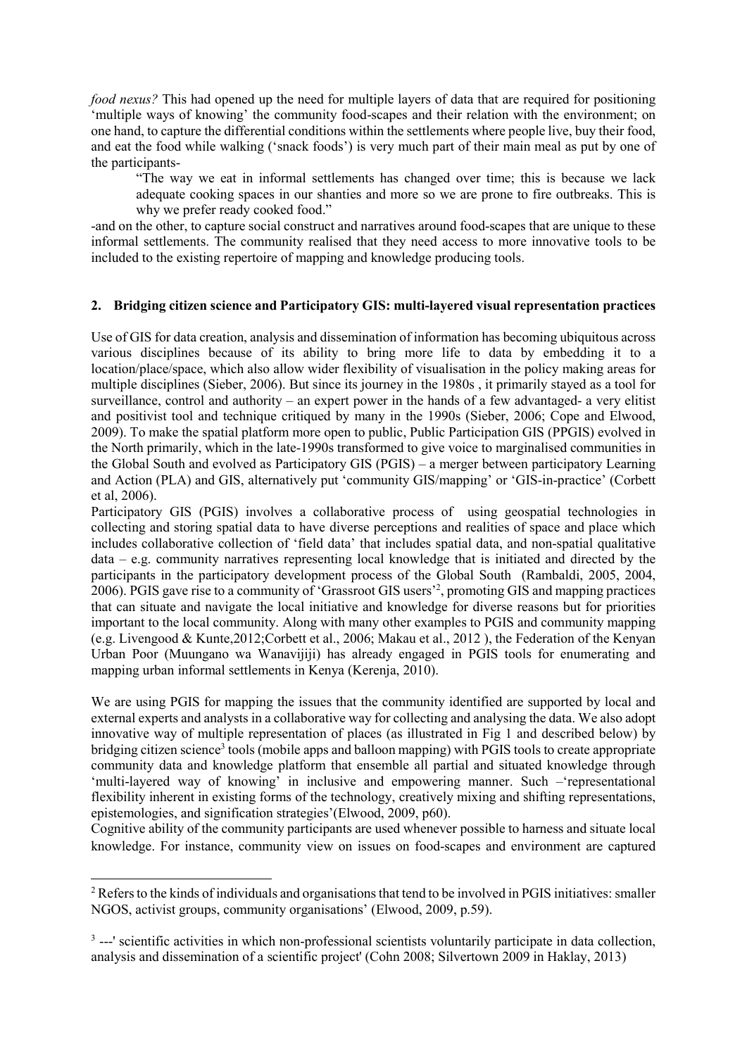*food nexus?* This had opened up the need for multiple layers of data that are required for positioning 'multiple ways of knowing' the community food-scapes and their relation with the environment; on one hand, to capture the differential conditions within the settlements where people live, buy their food, and eat the food while walking ('snack foods') is very much part of their main meal as put by one of the participants-

> "The way we eat in informal settlements has changed over time; this is because we lack adequate cooking spaces in our shanties and more so we are prone to fire outbreaks. This is why we prefer ready cooked food."

-and on the other, to capture social construct and narratives around food-scapes that are unique to these informal settlements. The community realised that they need access to more innovative tools to be included to the existing repertoire of mapping and knowledge producing tools.

## 2. Bridging citizen science and Participatory GIS: multi-layered visual representation practices

Use of GIS for data creation, analysis and dissemination of information has becoming ubiquitous across various disciplines because of its ability to bring more life to data by embedding it to a location/place/space, which also allow wider flexibility of visualisation in the policy making areas for multiple disciplines (Sieber, 2006). But since its journey in the 1980s , it primarily stayed as a tool for surveillance, control and authority – an expert power in the hands of a few advantaged- a very elitist and positivist tool and technique critiqued by many in the 1990s (Sieber, 2006; Cope and Elwood, 2009). To make the spatial platform more open to public, Public Participation GIS (PPGIS) evolved in the North primarily, which in the late-1990s transformed to give voice to marginalised communities in the Global South and evolved as Participatory GIS (PGIS) – a merger between participatory Learning and Action (PLA) and GIS, alternatively put 'community GIS/mapping' or 'GIS-in-practice' (Corbett et al, 2006).

Participatory GIS (PGIS) involves a collaborative process of using geospatial technologies in collecting and storing spatial data to have diverse perceptions and realities of space and place which includes collaborative collection of 'field data' that includes spatial data, and non-spatial qualitative data – e.g. community narratives representing local knowledge that is initiated and directed by the participants in the participatory development process of the Global South (Rambaldi, 2005, 2004, 2006). PGIS gave rise to a community of 'Grassroot GIS users'[2], promoting GIS and mapping practices that can situate and navigate the local initiative and knowledge for diverse reasons but for priorities important to the local community. Along with many other examples to PGIS and community mapping (e.g. Livengood & Kunte,2012;Corbett et al., 2006; Makau et al., 2012 ), the Federation of the Kenyan Urban Poor (Muungano wa Wanavijiji) has already engaged in PGIS tools for enumerating and mapping urban informal settlements in Kenya (Kerenja, 2010).

We are using PGIS for mapping the issues that the community identified are supported by local and external experts and analysts in a collaborative way for collecting and analysing the data. We also adopt innovative way of multiple representation of places (as illustrated in Fig 1 and described below) by bridging citizen science[3] tools (mobile apps and balloon mapping) with PGIS tools to create appropriate community data and knowledge platform that ensemble all partial and situated knowledge through 'multi-layered way of knowing' in inclusive and empowering manner. Such –'representational flexibility inherent in existing forms of the technology, creatively mixing and shifting representations, epistemologies, and signification strategies'(Elwood, 2009, p60).

Cognitive ability of the community participants are used whenever possible to harness and situate local knowledge. For instance, community view on issues on food-scapes and environment are captured

---

[2] Refers to the kinds of individuals and organisations that tend to be involved in PGIS initiatives: smaller NGOS, activist groups, community organisations' (Elwood, 2009, p.59).

[3] ---' scientific activities in which non-professional scientists voluntarily participate in data collection, analysis and dissemination of a scientific project' (Cohn 2008; Silvertown 2009 in Haklay, 2013)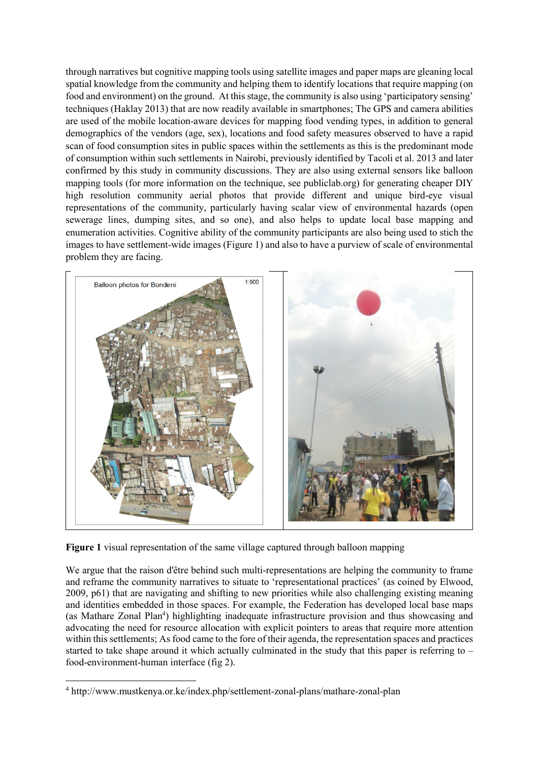through narratives but cognitive mapping tools using satellite images and paper maps are gleaning local spatial knowledge from the community and helping them to identify locations that require mapping (on food and environment) on the ground. At this stage, the community is also using 'participatory sensing' techniques (Haklay 2013) that are now readily available in smartphones; The GPS and camera abilities are used of the mobile location-aware devices for mapping food vending types, in addition to general demographics of the vendors (age, sex), locations and food safety measures observed to have a rapid scan of food consumption sites in public spaces within the settlements as this is the predominant mode of consumption within such settlements in Nairobi, previously identified by Tacoli et al. 2013 and later confirmed by this study in community discussions. They are also using external sensors like balloon mapping tools (for more information on the technique, see publiclab.org) for generating cheaper DIY high resolution community aerial photos that provide different and unique bird-eye visual representations of the community, particularly having scalar view of environmental hazards (open sewerage lines, dumping sites, and so one), and also helps to update local base mapping and enumeration activities. Cognitive ability of the community participants are also being used to stich the images to have settlement-wide images (Figure 1) and also to have a purview of scale of environmental problem they are facing.

**Figure 1** visual representation of the same village captured through balloon mapping

We argue that the raison d'être behind such multi-representations are helping the community to frame and reframe the community narratives to situate to 'representational practices' (as coined by Elwood, 2009, p61) that are navigating and shifting to new priorities while also challenging existing meaning and identities embedded in those spaces. For example, the Federation has developed local base maps (as Mathare Zonal Plan[4]) highlighting inadequate infrastructure provision and thus showcasing and advocating the need for resource allocation with explicit pointers to areas that require more attention within this settlements; As food came to the fore of their agenda, the representation spaces and practices started to take shape around it which actually culminated in the study that this paper is referring to – food-environment-human interface (fig 2).

[4] http://www.mustkenya.or.ke/index.php/settlement-zonal-plans/mathare-zonal-plan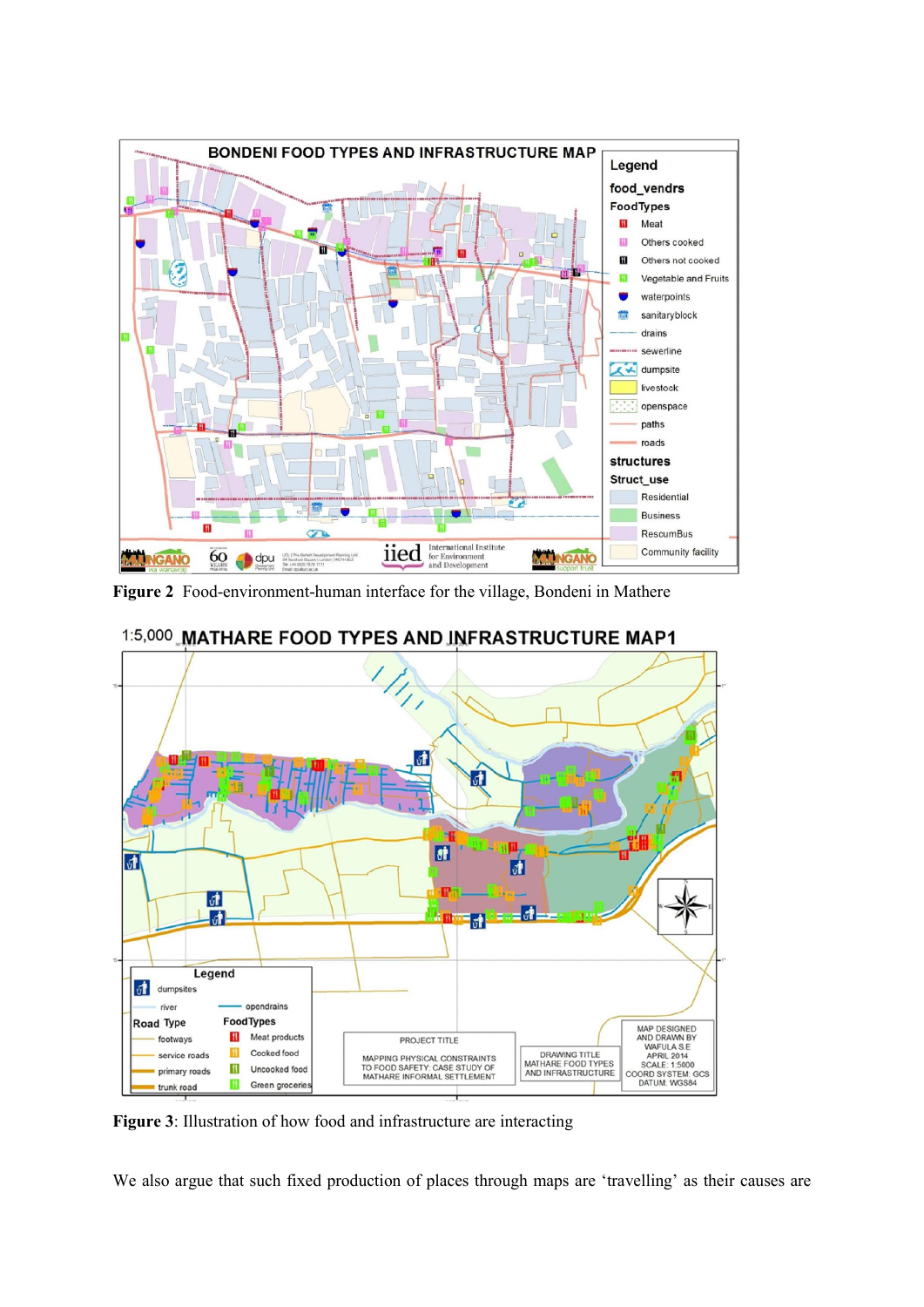**Figure 2** Food-environment-human interface for the village, Bondeni in Mathere

**Figure 3**: Illustration of how food and infrastructure are interacting

We also argue that such fixed production of places through maps are 'travelling' as their causes are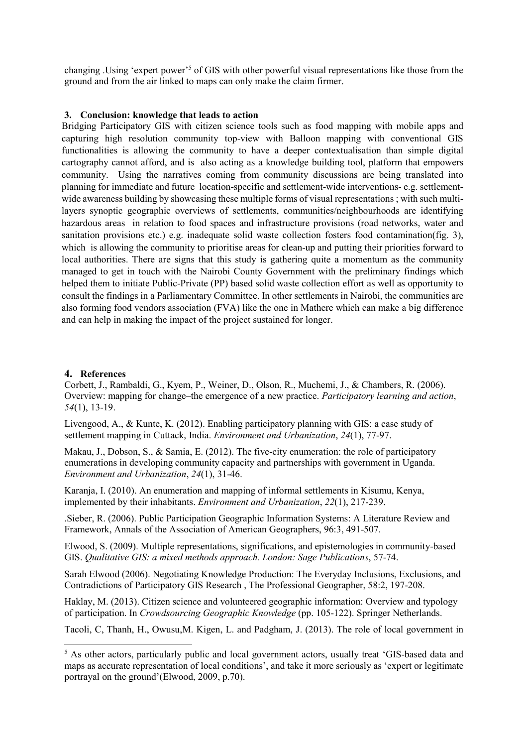changing .Using 'expert power'[5] of GIS with other powerful visual representations like those from the ground and from the air linked to maps can only make the claim firmer.

## 3. Conclusion: knowledge that leads to action

Bridging Participatory GIS with citizen science tools such as food mapping with mobile apps and capturing high resolution community top-view with Balloon mapping with conventional GIS functionalities is allowing the community to have a deeper contextualisation than simple digital cartography cannot afford, and is also acting as a knowledge building tool, platform that empowers community. Using the narratives coming from community discussions are being translated into planning for immediate and future location-specific and settlement-wide interventions- e.g. settlement-wide awareness building by showcasing these multiple forms of visual representations ; with such multi-layers synoptic geographic overviews of settlements, communities/neighbourhoods are identifying hazardous areas in relation to food spaces and infrastructure provisions (road networks, water and sanitation provisions etc.) e.g. inadequate solid waste collection fosters food contamination(fig. 3), which is allowing the community to prioritise areas for clean-up and putting their priorities forward to local authorities. There are signs that this study is gathering quite a momentum as the community managed to get in touch with the Nairobi County Government with the preliminary findings which helped them to initiate Public-Private (PP) based solid waste collection effort as well as opportunity to consult the findings in a Parliamentary Committee. In other settlements in Nairobi, the communities are also forming food vendors association (FVA) like the one in Mathere which can make a big difference and can help in making the impact of the project sustained for longer.

## 4. References

Corbett, J., Rambaldi, G., Kyem, P., Weiner, D., Olson, R., Muchemi, J., & Chambers, R. (2006). Overview: mapping for change–the emergence of a new practice. *Participatory learning and action*, *54*(1), 13-19.

Livengood, A., & Kunte, K. (2012). Enabling participatory planning with GIS: a case study of settlement mapping in Cuttack, India. *Environment and Urbanization*, *24*(1), 77-97.

Makau, J., Dobson, S., & Samia, E. (2012). The five-city enumeration: the role of participatory enumerations in developing community capacity and partnerships with government in Uganda. *Environment and Urbanization*, *24*(1), 31-46.

Karanja, I. (2010). An enumeration and mapping of informal settlements in Kisumu, Kenya, implemented by their inhabitants. *Environment and Urbanization*, *22*(1), 217-239.

.Sieber, R. (2006). Public Participation Geographic Information Systems: A Literature Review and Framework, Annals of the Association of American Geographers, 96:3, 491-507.

Elwood, S. (2009). Multiple representations, significations, and epistemologies in community-based GIS. *Qualitative GIS: a mixed methods approach. London: Sage Publications*, 57-74.

Sarah Elwood (2006). Negotiating Knowledge Production: The Everyday Inclusions, Exclusions, and Contradictions of Participatory GIS Research , The Professional Geographer, 58:2, 197-208.

Haklay, M. (2013). Citizen science and volunteered geographic information: Overview and typology of participation. In *Crowdsourcing Geographic Knowledge* (pp. 105-122). Springer Netherlands.

Tacoli, C, Thanh, H., Owusu,M. Kigen, L. and Padgham, J. (2013). The role of local government in

[5] As other actors, particularly public and local government actors, usually treat 'GIS-based data and maps as accurate representation of local conditions', and take it more seriously as 'expert or legitimate portrayal on the ground'(Elwood, 2009, p.70).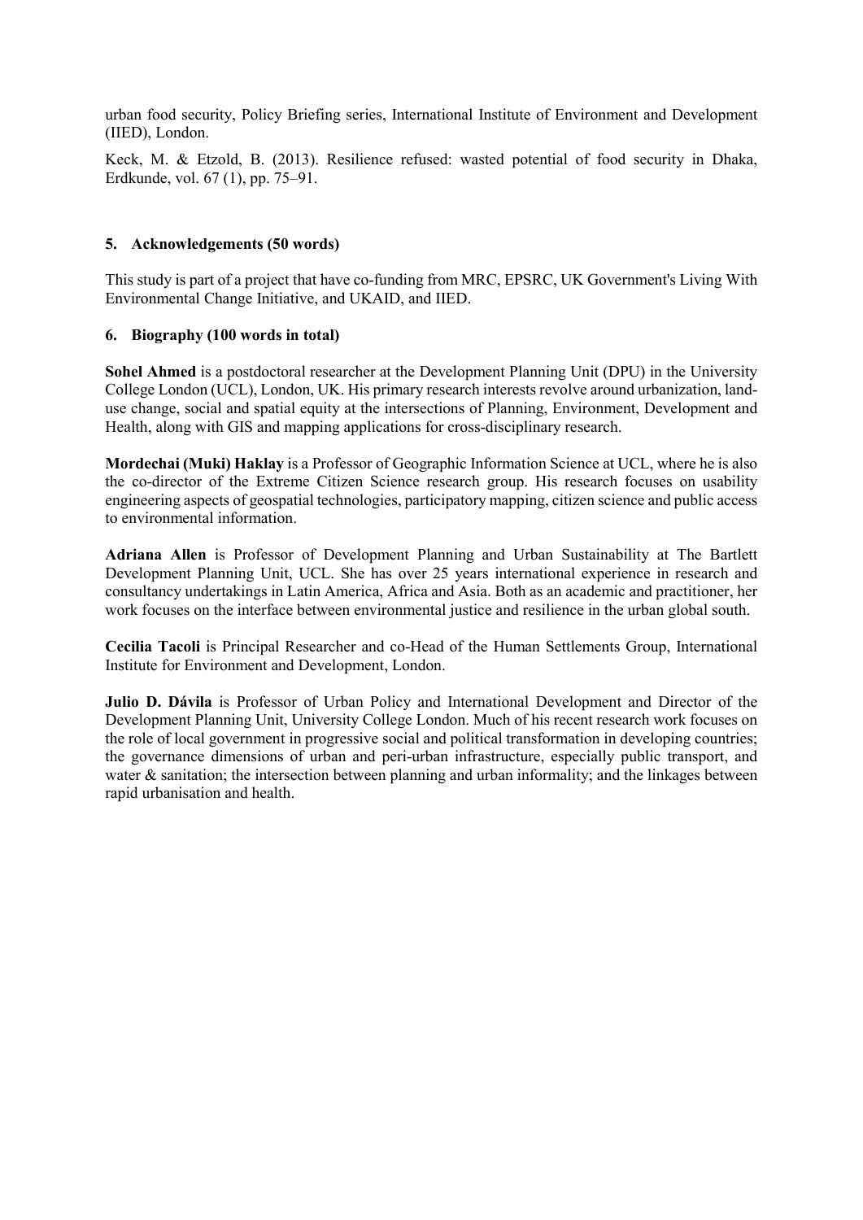urban food security, Policy Briefing series, International Institute of Environment and Development (IIED), London.

Keck, M. & Etzold, B. (2013). Resilience refused: wasted potential of food security in Dhaka, Erdkunde, vol. 67 (1), pp. 75–91.

## 5. Acknowledgements (50 words)

This study is part of a project that have co-funding from MRC, EPSRC, UK Government's Living With Environmental Change Initiative, and UKAID, and IIED.

## 6. Biography (100 words in total)

**Sohel Ahmed** is a postdoctoral researcher at the Development Planning Unit (DPU) in the University College London (UCL), London, UK. His primary research interests revolve around urbanization, land-use change, social and spatial equity at the intersections of Planning, Environment, Development and Health, along with GIS and mapping applications for cross-disciplinary research.

**Mordechai (Muki) Haklay** is a Professor of Geographic Information Science at UCL, where he is also the co-director of the Extreme Citizen Science research group. His research focuses on usability engineering aspects of geospatial technologies, participatory mapping, citizen science and public access to environmental information.

**Adriana Allen** is Professor of Development Planning and Urban Sustainability at The Bartlett Development Planning Unit, UCL. She has over 25 years international experience in research and consultancy undertakings in Latin America, Africa and Asia. Both as an academic and practitioner, her work focuses on the interface between environmental justice and resilience in the urban global south.

**Cecilia Tacoli** is Principal Researcher and co-Head of the Human Settlements Group, International Institute for Environment and Development, London.

**Julio D. Dávila** is Professor of Urban Policy and International Development and Director of the Development Planning Unit, University College London. Much of his recent research work focuses on the role of local government in progressive social and political transformation in developing countries; the governance dimensions of urban and peri-urban infrastructure, especially public transport, and water & sanitation; the intersection between planning and urban informality; and the linkages between rapid urbanisation and health.